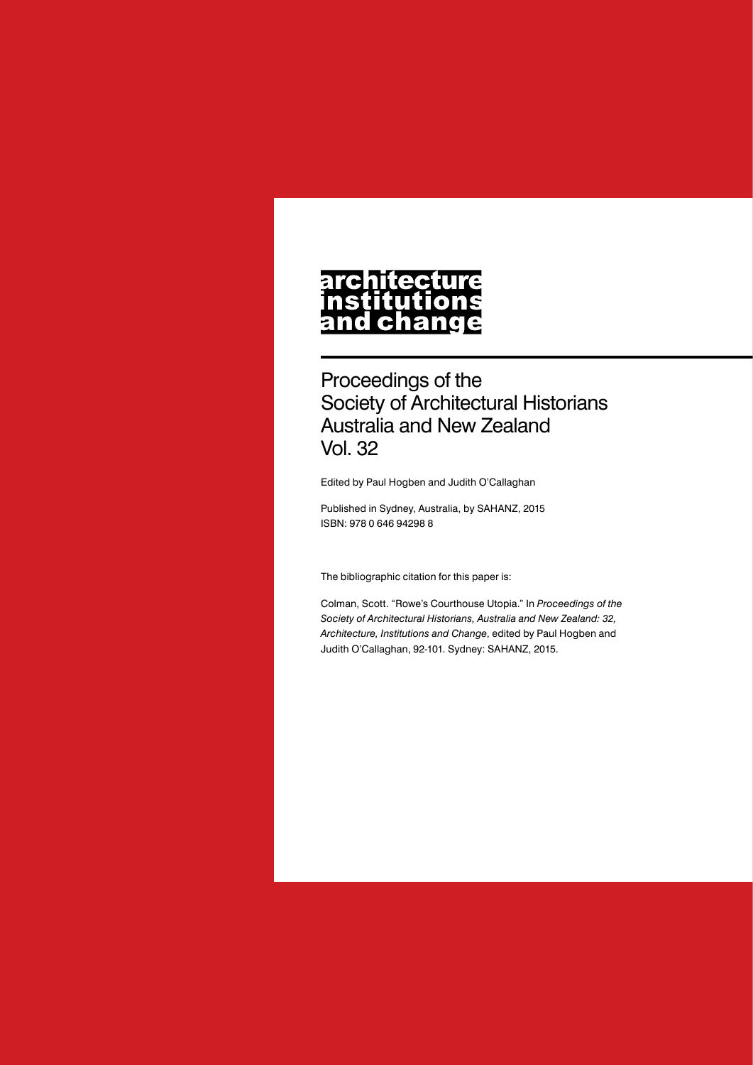# architecture institutions and change

## Proceedings of the Society of Architectural Historians Australia and New Zealand Vol. 32

Edited by Paul Hogben and Judith O'Callaghan

Published in Sydney, Australia, by SAHANZ, 2015
ISBN: 978 0 646 94298 8

The bibliographic citation for this paper is:

Colman, Scott. "Rowe's Courthouse Utopia." In *Proceedings of the Society of Architectural Historians, Australia and New Zealand: 32, Architecture, Institutions and Change*, edited by Paul Hogben and Judith O'Callaghan, 92-101. Sydney: SAHANZ, 2015.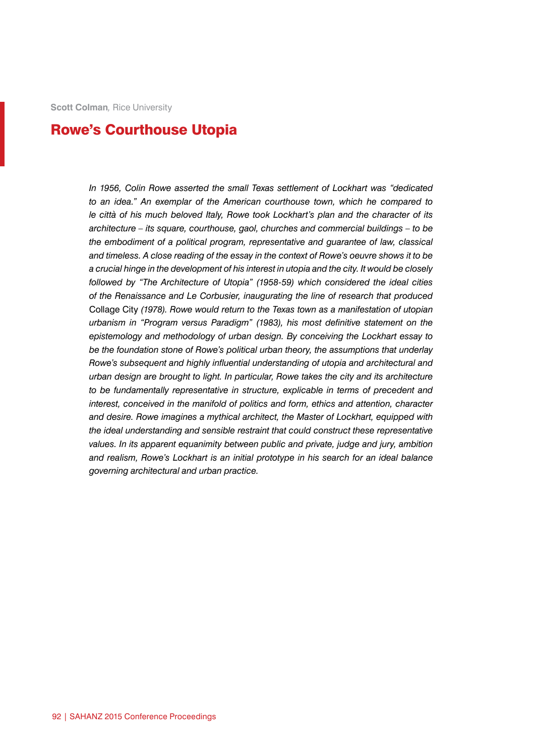**Scott Colman**, Rice University

# Rowe's Courthouse Utopia

*In 1956, Colin Rowe asserted the small Texas settlement of Lockhart was "dedicated to an idea." An exemplar of the American courthouse town, which he compared to le città of his much beloved Italy, Rowe took Lockhart's plan and the character of its architecture – its square, courthouse, gaol, churches and commercial buildings – to be the embodiment of a political program, representative and guarantee of law, classical and timeless. A close reading of the essay in the context of Rowe's oeuvre shows it to be a crucial hinge in the development of his interest in utopia and the city. It would be closely followed by "The Architecture of Utopia" (1958-59) which considered the ideal cities of the Renaissance and Le Corbusier, inaugurating the line of research that produced* Collage City *(1978). Rowe would return to the Texas town as a manifestation of utopian urbanism in "Program versus Paradigm" (1983), his most definitive statement on the epistemology and methodology of urban design. By conceiving the Lockhart essay to be the foundation stone of Rowe's political urban theory, the assumptions that underlay Rowe's subsequent and highly influential understanding of utopia and architectural and urban design are brought to light. In particular, Rowe takes the city and its architecture to be fundamentally representative in structure, explicable in terms of precedent and interest, conceived in the manifold of politics and form, ethics and attention, character and desire. Rowe imagines a mythical architect, the Master of Lockhart, equipped with the ideal understanding and sensible restraint that could construct these representative values. In its apparent equanimity between public and private, judge and jury, ambition and realism, Rowe's Lockhart is an initial prototype in his search for an ideal balance governing architectural and urban practice.*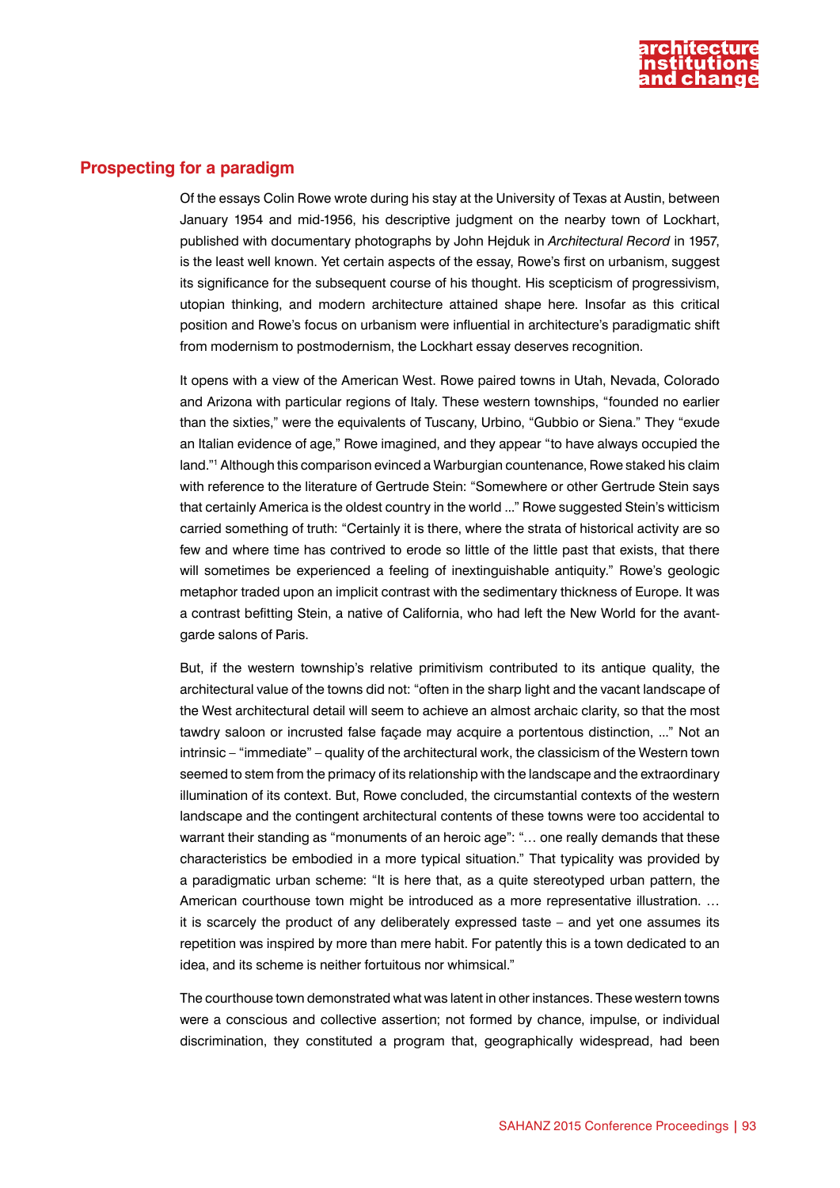## Prospecting for a paradigm

Of the essays Colin Rowe wrote during his stay at the University of Texas at Austin, between January 1954 and mid-1956, his descriptive judgment on the nearby town of Lockhart, published with documentary photographs by John Hejduk in *Architectural Record* in 1957, is the least well known. Yet certain aspects of the essay, Rowe's first on urbanism, suggest its significance for the subsequent course of his thought. His scepticism of progressivism, utopian thinking, and modern architecture attained shape here. Insofar as this critical position and Rowe's focus on urbanism were influential in architecture's paradigmatic shift from modernism to postmodernism, the Lockhart essay deserves recognition.

It opens with a view of the American West. Rowe paired towns in Utah, Nevada, Colorado and Arizona with particular regions of Italy. These western townships, "founded no earlier than the sixties," were the equivalents of Tuscany, Urbino, "Gubbio or Siena." They "exude an Italian evidence of age," Rowe imagined, and they appear "to have always occupied the land."[1] Although this comparison evinced a Warburgian countenance, Rowe staked his claim with reference to the literature of Gertrude Stein: "Somewhere or other Gertrude Stein says that certainly America is the oldest country in the world ..." Rowe suggested Stein's witticism carried something of truth: "Certainly it is there, where the strata of historical activity are so few and where time has contrived to erode so little of the little past that exists, that there will sometimes be experienced a feeling of inextinguishable antiquity." Rowe's geologic metaphor traded upon an implicit contrast with the sedimentary thickness of Europe. It was a contrast befitting Stein, a native of California, who had left the New World for the avant-garde salons of Paris.

But, if the western township's relative primitivism contributed to its antique quality, the architectural value of the towns did not: "often in the sharp light and the vacant landscape of the West architectural detail will seem to achieve an almost archaic clarity, so that the most tawdry saloon or incrusted false façade may acquire a portentous distinction, ..." Not an intrinsic – "immediate" – quality of the architectural work, the classicism of the Western town seemed to stem from the primacy of its relationship with the landscape and the extraordinary illumination of its context. But, Rowe concluded, the circumstantial contexts of the western landscape and the contingent architectural contents of these towns were too accidental to warrant their standing as "monuments of an heroic age": "… one really demands that these characteristics be embodied in a more typical situation." That typicality was provided by a paradigmatic urban scheme: "It is here that, as a quite stereotyped urban pattern, the American courthouse town might be introduced as a more representative illustration. … it is scarcely the product of any deliberately expressed taste – and yet one assumes its repetition was inspired by more than mere habit. For patently this is a town dedicated to an idea, and its scheme is neither fortuitous nor whimsical."

The courthouse town demonstrated what was latent in other instances. These western towns were a conscious and collective assertion; not formed by chance, impulse, or individual discrimination, they constituted a program that, geographically widespread, had been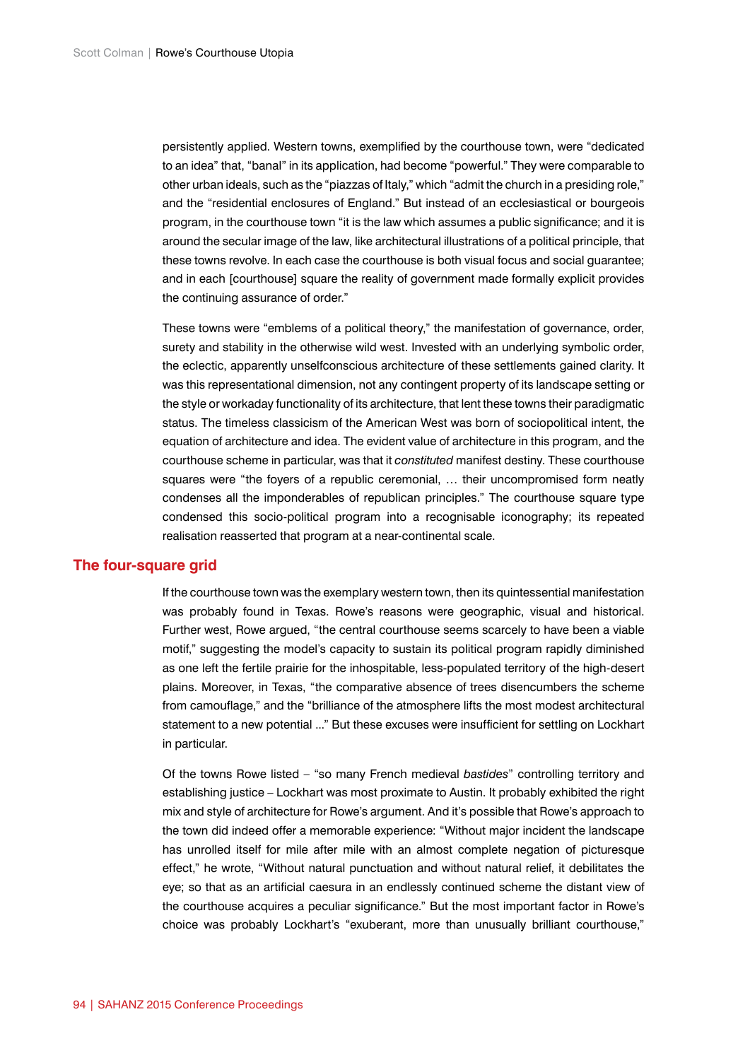persistently applied. Western towns, exemplified by the courthouse town, were "dedicated to an idea" that, "banal" in its application, had become "powerful." They were comparable to other urban ideals, such as the "piazzas of Italy," which "admit the church in a presiding role," and the "residential enclosures of England." But instead of an ecclesiastical or bourgeois program, in the courthouse town "it is the law which assumes a public significance; and it is around the secular image of the law, like architectural illustrations of a political principle, that these towns revolve. In each case the courthouse is both visual focus and social guarantee; and in each [courthouse] square the reality of government made formally explicit provides the continuing assurance of order."

These towns were "emblems of a political theory," the manifestation of governance, order, surety and stability in the otherwise wild west. Invested with an underlying symbolic order, the eclectic, apparently unselfconscious architecture of these settlements gained clarity. It was this representational dimension, not any contingent property of its landscape setting or the style or workaday functionality of its architecture, that lent these towns their paradigmatic status. The timeless classicism of the American West was born of sociopolitical intent, the equation of architecture and idea. The evident value of architecture in this program, and the courthouse scheme in particular, was that it *constituted* manifest destiny. These courthouse squares were "the foyers of a republic ceremonial, … their uncompromised form neatly condenses all the imponderables of republican principles." The courthouse square type condensed this socio-political program into a recognisable iconography; its repeated realisation reasserted that program at a near-continental scale.

## The four-square grid

If the courthouse town was the exemplary western town, then its quintessential manifestation was probably found in Texas. Rowe's reasons were geographic, visual and historical. Further west, Rowe argued, "the central courthouse seems scarcely to have been a viable motif," suggesting the model's capacity to sustain its political program rapidly diminished as one left the fertile prairie for the inhospitable, less-populated territory of the high-desert plains. Moreover, in Texas, "the comparative absence of trees disencumbers the scheme from camouflage," and the "brilliance of the atmosphere lifts the most modest architectural statement to a new potential ..." But these excuses were insufficient for settling on Lockhart in particular.

Of the towns Rowe listed – "so many French medieval *bastides*" controlling territory and establishing justice – Lockhart was most proximate to Austin. It probably exhibited the right mix and style of architecture for Rowe's argument. And it's possible that Rowe's approach to the town did indeed offer a memorable experience: "Without major incident the landscape has unrolled itself for mile after mile with an almost complete negation of picturesque effect," he wrote, "Without natural punctuation and without natural relief, it debilitates the eye; so that as an artificial caesura in an endlessly continued scheme the distant view of the courthouse acquires a peculiar significance." But the most important factor in Rowe's choice was probably Lockhart's "exuberant, more than unusually brilliant courthouse,"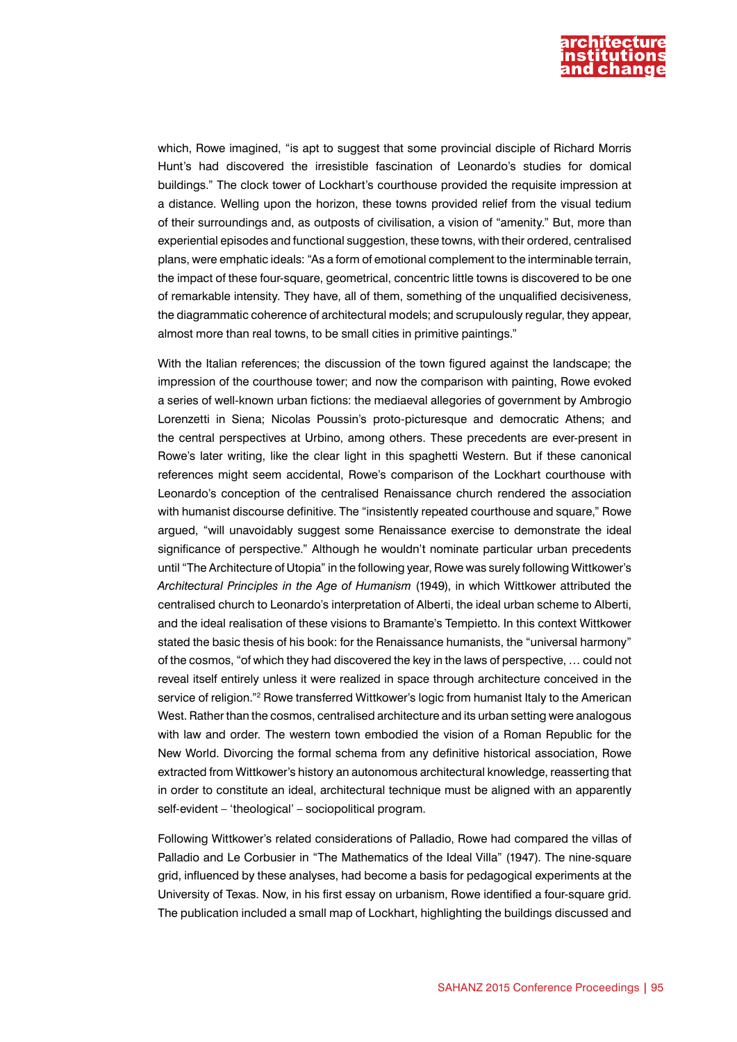which, Rowe imagined, "is apt to suggest that some provincial disciple of Richard Morris Hunt's had discovered the irresistible fascination of Leonardo's studies for domical buildings." The clock tower of Lockhart's courthouse provided the requisite impression at a distance. Welling upon the horizon, these towns provided relief from the visual tedium of their surroundings and, as outposts of civilisation, a vision of "amenity." But, more than experiential episodes and functional suggestion, these towns, with their ordered, centralised plans, were emphatic ideals: "As a form of emotional complement to the interminable terrain, the impact of these four-square, geometrical, concentric little towns is discovered to be one of remarkable intensity. They have, all of them, something of the unqualified decisiveness, the diagrammatic coherence of architectural models; and scrupulously regular, they appear, almost more than real towns, to be small cities in primitive paintings."

With the Italian references; the discussion of the town figured against the landscape; the impression of the courthouse tower; and now the comparison with painting, Rowe evoked a series of well-known urban fictions: the mediaeval allegories of government by Ambrogio Lorenzetti in Siena; Nicolas Poussin's proto-picturesque and democratic Athens; and the central perspectives at Urbino, among others. These precedents are ever-present in Rowe's later writing, like the clear light in this spaghetti Western. But if these canonical references might seem accidental, Rowe's comparison of the Lockhart courthouse with Leonardo's conception of the centralised Renaissance church rendered the association with humanist discourse definitive. The "insistently repeated courthouse and square," Rowe argued, "will unavoidably suggest some Renaissance exercise to demonstrate the ideal significance of perspective." Although he wouldn't nominate particular urban precedents until "The Architecture of Utopia" in the following year, Rowe was surely following Wittkower's *Architectural Principles in the Age of Humanism* (1949), in which Wittkower attributed the centralised church to Leonardo's interpretation of Alberti, the ideal urban scheme to Alberti, and the ideal realisation of these visions to Bramante's Tempietto. In this context Wittkower stated the basic thesis of his book: for the Renaissance humanists, the "universal harmony" of the cosmos, "of which they had discovered the key in the laws of perspective, … could not reveal itself entirely unless it were realized in space through architecture conceived in the service of religion."[2] Rowe transferred Wittkower's logic from humanist Italy to the American West. Rather than the cosmos, centralised architecture and its urban setting were analogous with law and order. The western town embodied the vision of a Roman Republic for the New World. Divorcing the formal schema from any definitive historical association, Rowe extracted from Wittkower's history an autonomous architectural knowledge, reasserting that in order to constitute an ideal, architectural technique must be aligned with an apparently self-evident – 'theological' – sociopolitical program.

Following Wittkower's related considerations of Palladio, Rowe had compared the villas of Palladio and Le Corbusier in "The Mathematics of the Ideal Villa" (1947). The nine-square grid, influenced by these analyses, had become a basis for pedagogical experiments at the University of Texas. Now, in his first essay on urbanism, Rowe identified a four-square grid. The publication included a small map of Lockhart, highlighting the buildings discussed and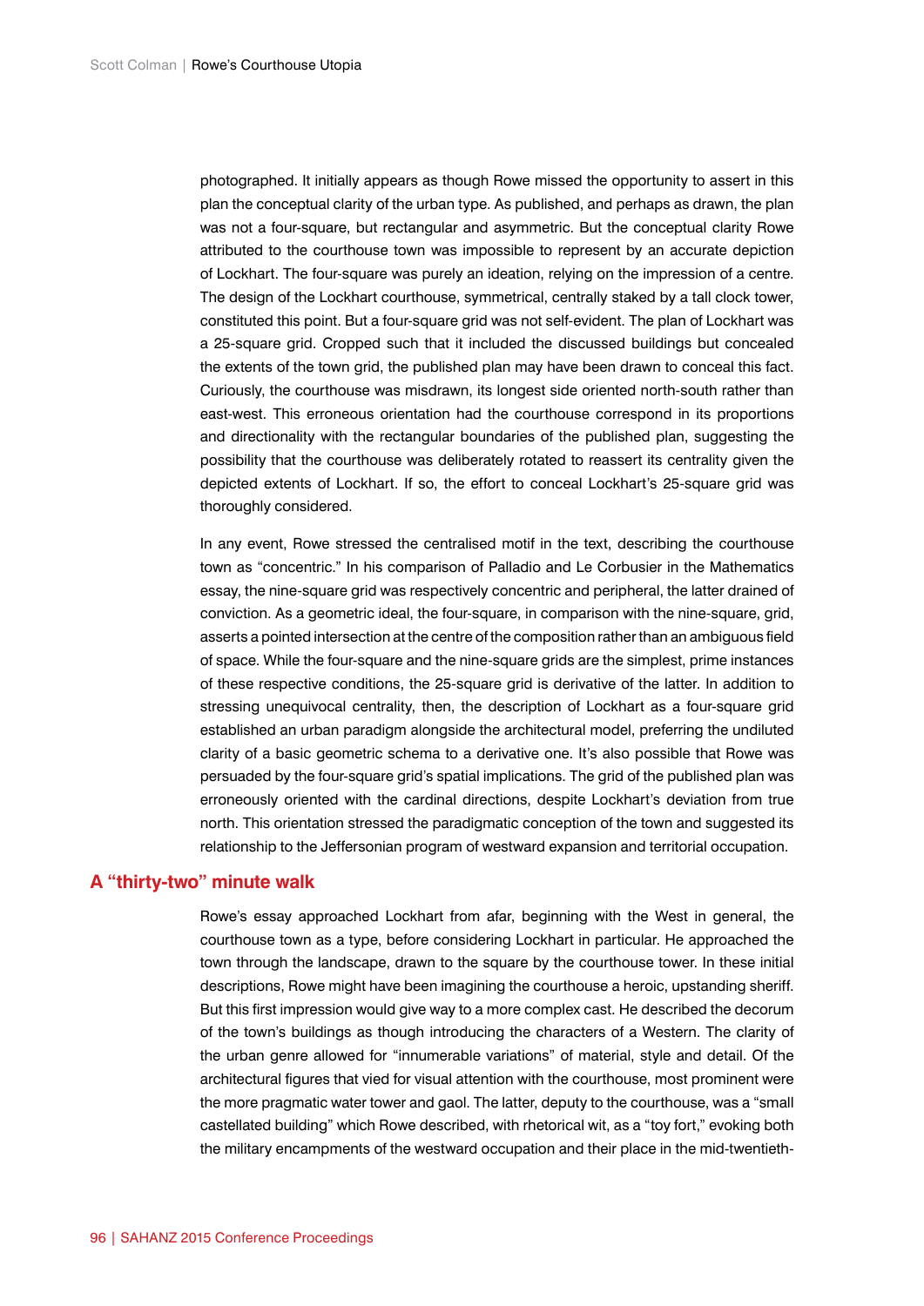photographed. It initially appears as though Rowe missed the opportunity to assert in this plan the conceptual clarity of the urban type. As published, and perhaps as drawn, the plan was not a four-square, but rectangular and asymmetric. But the conceptual clarity Rowe attributed to the courthouse town was impossible to represent by an accurate depiction of Lockhart. The four-square was purely an ideation, relying on the impression of a centre. The design of the Lockhart courthouse, symmetrical, centrally staked by a tall clock tower, constituted this point. But a four-square grid was not self-evident. The plan of Lockhart was a 25-square grid. Cropped such that it included the discussed buildings but concealed the extents of the town grid, the published plan may have been drawn to conceal this fact. Curiously, the courthouse was misdrawn, its longest side oriented north-south rather than east-west. This erroneous orientation had the courthouse correspond in its proportions and directionality with the rectangular boundaries of the published plan, suggesting the possibility that the courthouse was deliberately rotated to reassert its centrality given the depicted extents of Lockhart. If so, the effort to conceal Lockhart's 25-square grid was thoroughly considered.

In any event, Rowe stressed the centralised motif in the text, describing the courthouse town as "concentric." In his comparison of Palladio and Le Corbusier in the Mathematics essay, the nine-square grid was respectively concentric and peripheral, the latter drained of conviction. As a geometric ideal, the four-square, in comparison with the nine-square, grid, asserts a pointed intersection at the centre of the composition rather than an ambiguous field of space. While the four-square and the nine-square grids are the simplest, prime instances of these respective conditions, the 25-square grid is derivative of the latter. In addition to stressing unequivocal centrality, then, the description of Lockhart as a four-square grid established an urban paradigm alongside the architectural model, preferring the undiluted clarity of a basic geometric schema to a derivative one. It's also possible that Rowe was persuaded by the four-square grid's spatial implications. The grid of the published plan was erroneously oriented with the cardinal directions, despite Lockhart's deviation from true north. This orientation stressed the paradigmatic conception of the town and suggested its relationship to the Jeffersonian program of westward expansion and territorial occupation.

## A "thirty-two" minute walk

Rowe's essay approached Lockhart from afar, beginning with the West in general, the courthouse town as a type, before considering Lockhart in particular. He approached the town through the landscape, drawn to the square by the courthouse tower. In these initial descriptions, Rowe might have been imagining the courthouse a heroic, upstanding sheriff. But this first impression would give way to a more complex cast. He described the decorum of the town's buildings as though introducing the characters of a Western. The clarity of the urban genre allowed for "innumerable variations" of material, style and detail. Of the architectural figures that vied for visual attention with the courthouse, most prominent were the more pragmatic water tower and gaol. The latter, deputy to the courthouse, was a "small castellated building" which Rowe described, with rhetorical wit, as a "toy fort," evoking both the military encampments of the westward occupation and their place in the mid-twentieth-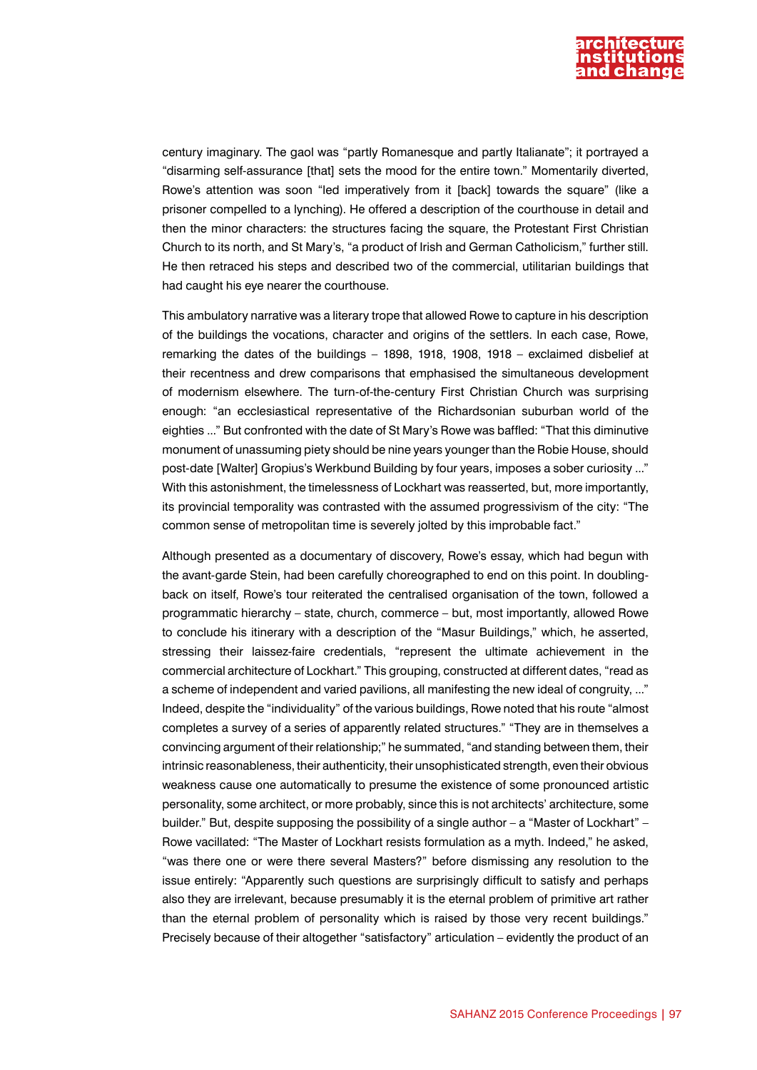century imaginary. The gaol was "partly Romanesque and partly Italianate"; it portrayed a "disarming self-assurance [that] sets the mood for the entire town." Momentarily diverted, Rowe's attention was soon "led imperatively from it [back] towards the square" (like a prisoner compelled to a lynching). He offered a description of the courthouse in detail and then the minor characters: the structures facing the square, the Protestant First Christian Church to its north, and St Mary's, "a product of Irish and German Catholicism," further still. He then retraced his steps and described two of the commercial, utilitarian buildings that had caught his eye nearer the courthouse.

This ambulatory narrative was a literary trope that allowed Rowe to capture in his description of the buildings the vocations, character and origins of the settlers. In each case, Rowe, remarking the dates of the buildings – 1898, 1918, 1908, 1918 – exclaimed disbelief at their recentness and drew comparisons that emphasised the simultaneous development of modernism elsewhere. The turn-of-the-century First Christian Church was surprising enough: "an ecclesiastical representative of the Richardsonian suburban world of the eighties ..." But confronted with the date of St Mary's Rowe was baffled: "That this diminutive monument of unassuming piety should be nine years younger than the Robie House, should post-date [Walter] Gropius's Werkbund Building by four years, imposes a sober curiosity ..." With this astonishment, the timelessness of Lockhart was reasserted, but, more importantly, its provincial temporality was contrasted with the assumed progressivism of the city: "The common sense of metropolitan time is severely jolted by this improbable fact."

Although presented as a documentary of discovery, Rowe's essay, which had begun with the avant-garde Stein, had been carefully choreographed to end on this point. In doubling-back on itself, Rowe's tour reiterated the centralised organisation of the town, followed a programmatic hierarchy – state, church, commerce – but, most importantly, allowed Rowe to conclude his itinerary with a description of the "Masur Buildings," which, he asserted, stressing their laissez-faire credentials, "represent the ultimate achievement in the commercial architecture of Lockhart." This grouping, constructed at different dates, "read as a scheme of independent and varied pavilions, all manifesting the new ideal of congruity, ..." Indeed, despite the "individuality" of the various buildings, Rowe noted that his route "almost completes a survey of a series of apparently related structures." "They are in themselves a convincing argument of their relationship;" he summated, "and standing between them, their intrinsic reasonableness, their authenticity, their unsophisticated strength, even their obvious weakness cause one automatically to presume the existence of some pronounced artistic personality, some architect, or more probably, since this is not architects' architecture, some builder." But, despite supposing the possibility of a single author – a "Master of Lockhart" – Rowe vacillated: "The Master of Lockhart resists formulation as a myth. Indeed," he asked, "was there one or were there several Masters?" before dismissing any resolution to the issue entirely: "Apparently such questions are surprisingly difficult to satisfy and perhaps also they are irrelevant, because presumably it is the eternal problem of primitive art rather than the eternal problem of personality which is raised by those very recent buildings." Precisely because of their altogether "satisfactory" articulation – evidently the product of an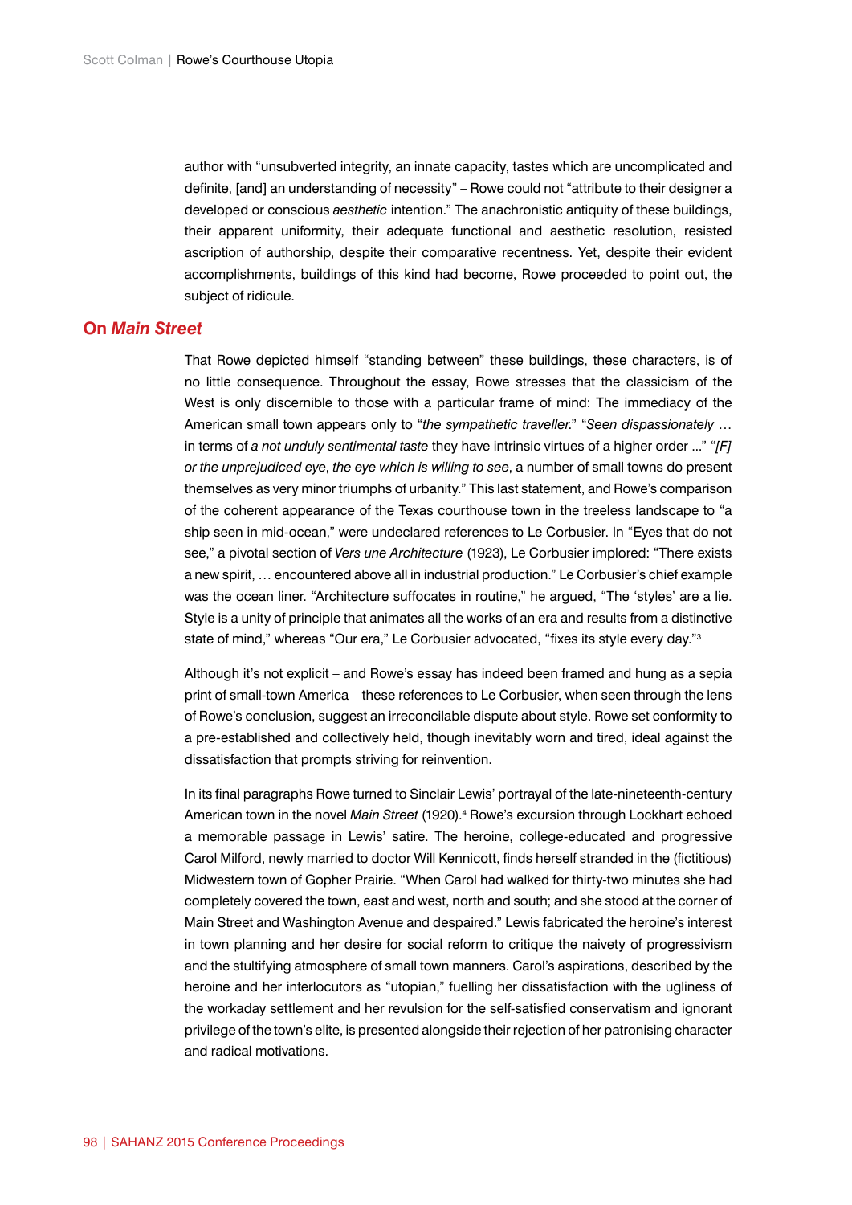author with "unsubverted integrity, an innate capacity, tastes which are uncomplicated and definite, [and] an understanding of necessity" – Rowe could not "attribute to their designer a developed or conscious *aesthetic* intention." The anachronistic antiquity of these buildings, their apparent uniformity, their adequate functional and aesthetic resolution, resisted ascription of authorship, despite their comparative recentness. Yet, despite their evident accomplishments, buildings of this kind had become, Rowe proceeded to point out, the subject of ridicule.

## On *Main Street*

That Rowe depicted himself "standing between" these buildings, these characters, is of no little consequence. Throughout the essay, Rowe stresses that the classicism of the West is only discernible to those with a particular frame of mind: The immediacy of the American small town appears only to "*the sympathetic traveller*." "*Seen dispassionately* … in terms of *a not unduly sentimental taste* they have intrinsic virtues of a higher order ..." "*[F] or the unprejudiced eye*, *the eye which is willing to see*, a number of small towns do present themselves as very minor triumphs of urbanity." This last statement, and Rowe's comparison of the coherent appearance of the Texas courthouse town in the treeless landscape to "a ship seen in mid-ocean," were undeclared references to Le Corbusier. In "Eyes that do not see," a pivotal section of *Vers une Architecture* (1923), Le Corbusier implored: "There exists a new spirit, … encountered above all in industrial production." Le Corbusier's chief example was the ocean liner. "Architecture suffocates in routine," he argued, "The 'styles' are a lie. Style is a unity of principle that animates all the works of an era and results from a distinctive state of mind," whereas "Our era," Le Corbusier advocated, "fixes its style every day."[3]

Although it's not explicit – and Rowe's essay has indeed been framed and hung as a sepia print of small-town America – these references to Le Corbusier, when seen through the lens of Rowe's conclusion, suggest an irreconcilable dispute about style. Rowe set conformity to a pre-established and collectively held, though inevitably worn and tired, ideal against the dissatisfaction that prompts striving for reinvention.

In its final paragraphs Rowe turned to Sinclair Lewis' portrayal of the late-nineteenth-century American town in the novel *Main Street* (1920).[4] Rowe's excursion through Lockhart echoed a memorable passage in Lewis' satire. The heroine, college-educated and progressive Carol Milford, newly married to doctor Will Kennicott, finds herself stranded in the (fictitious) Midwestern town of Gopher Prairie. "When Carol had walked for thirty-two minutes she had completely covered the town, east and west, north and south; and she stood at the corner of Main Street and Washington Avenue and despaired." Lewis fabricated the heroine's interest in town planning and her desire for social reform to critique the naivety of progressivism and the stultifying atmosphere of small town manners. Carol's aspirations, described by the heroine and her interlocutors as "utopian," fuelling her dissatisfaction with the ugliness of the workaday settlement and her revulsion for the self-satisfied conservatism and ignorant privilege of the town's elite, is presented alongside their rejection of her patronising character and radical motivations.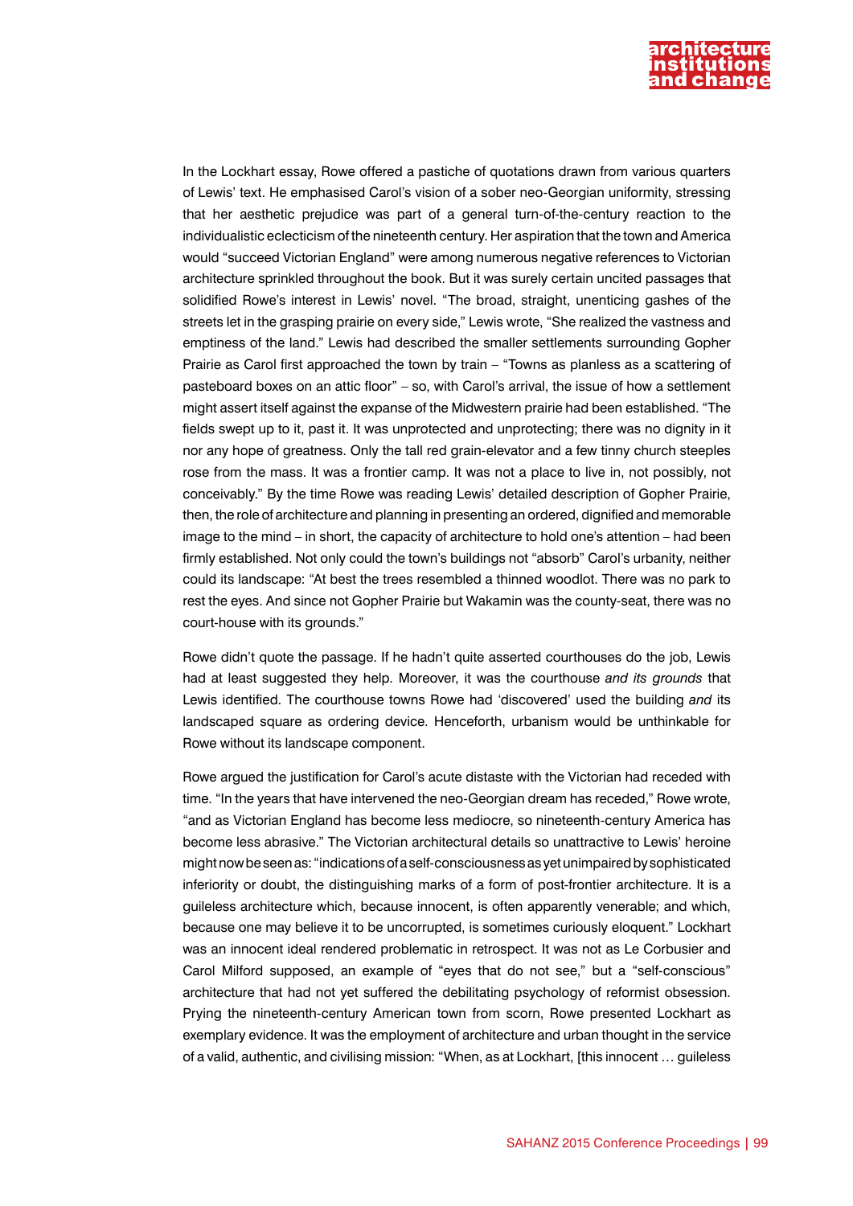In the Lockhart essay, Rowe offered a pastiche of quotations drawn from various quarters of Lewis' text. He emphasised Carol's vision of a sober neo-Georgian uniformity, stressing that her aesthetic prejudice was part of a general turn-of-the-century reaction to the individualistic eclecticism of the nineteenth century. Her aspiration that the town and America would "succeed Victorian England" were among numerous negative references to Victorian architecture sprinkled throughout the book. But it was surely certain uncited passages that solidified Rowe's interest in Lewis' novel. "The broad, straight, unenticing gashes of the streets let in the grasping prairie on every side," Lewis wrote, "She realized the vastness and emptiness of the land." Lewis had described the smaller settlements surrounding Gopher Prairie as Carol first approached the town by train – "Towns as planless as a scattering of pasteboard boxes on an attic floor" – so, with Carol's arrival, the issue of how a settlement might assert itself against the expanse of the Midwestern prairie had been established. "The fields swept up to it, past it. It was unprotected and unprotecting; there was no dignity in it nor any hope of greatness. Only the tall red grain-elevator and a few tinny church steeples rose from the mass. It was a frontier camp. It was not a place to live in, not possibly, not conceivably." By the time Rowe was reading Lewis' detailed description of Gopher Prairie, then, the role of architecture and planning in presenting an ordered, dignified and memorable image to the mind – in short, the capacity of architecture to hold one's attention – had been firmly established. Not only could the town's buildings not "absorb" Carol's urbanity, neither could its landscape: "At best the trees resembled a thinned woodlot. There was no park to rest the eyes. And since not Gopher Prairie but Wakamin was the county-seat, there was no court-house with its grounds."

Rowe didn't quote the passage. If he hadn't quite asserted courthouses do the job, Lewis had at least suggested they help. Moreover, it was the courthouse *and its grounds* that Lewis identified. The courthouse towns Rowe had 'discovered' used the building *and* its landscaped square as ordering device. Henceforth, urbanism would be unthinkable for Rowe without its landscape component.

Rowe argued the justification for Carol's acute distaste with the Victorian had receded with time. "In the years that have intervened the neo-Georgian dream has receded," Rowe wrote, "and as Victorian England has become less mediocre, so nineteenth-century America has become less abrasive." The Victorian architectural details so unattractive to Lewis' heroine might now be seen as: "indications of a self-consciousness as yet unimpaired by sophisticated inferiority or doubt, the distinguishing marks of a form of post-frontier architecture. It is a guileless architecture which, because innocent, is often apparently venerable; and which, because one may believe it to be uncorrupted, is sometimes curiously eloquent." Lockhart was an innocent ideal rendered problematic in retrospect. It was not as Le Corbusier and Carol Milford supposed, an example of "eyes that do not see," but a "self-conscious" architecture that had not yet suffered the debilitating psychology of reformist obsession. Prying the nineteenth-century American town from scorn, Rowe presented Lockhart as exemplary evidence. It was the employment of architecture and urban thought in the service of a valid, authentic, and civilising mission: "When, as at Lockhart, [this innocent … guileless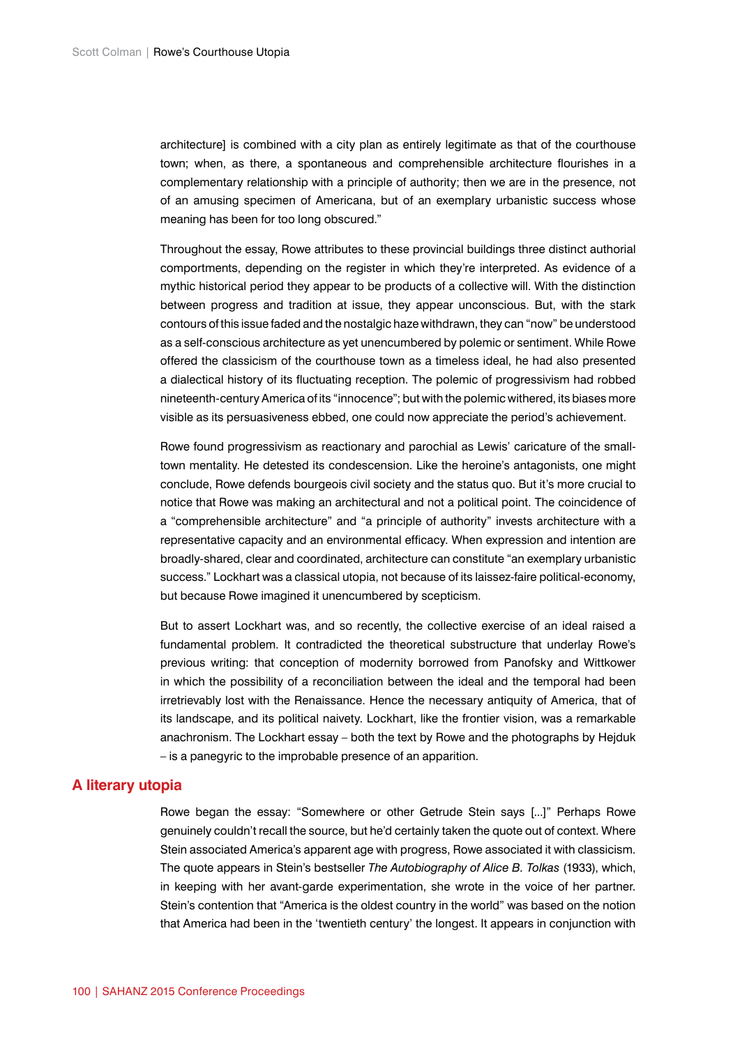architecture] is combined with a city plan as entirely legitimate as that of the courthouse town; when, as there, a spontaneous and comprehensible architecture flourishes in a complementary relationship with a principle of authority; then we are in the presence, not of an amusing specimen of Americana, but of an exemplary urbanistic success whose meaning has been for too long obscured."

Throughout the essay, Rowe attributes to these provincial buildings three distinct authorial comportments, depending on the register in which they're interpreted. As evidence of a mythic historical period they appear to be products of a collective will. With the distinction between progress and tradition at issue, they appear unconscious. But, with the stark contours of this issue faded and the nostalgic haze withdrawn, they can "now" be understood as a self-conscious architecture as yet unencumbered by polemic or sentiment. While Rowe offered the classicism of the courthouse town as a timeless ideal, he had also presented a dialectical history of its fluctuating reception. The polemic of progressivism had robbed nineteenth-century America of its "innocence"; but with the polemic withered, its biases more visible as its persuasiveness ebbed, one could now appreciate the period's achievement.

Rowe found progressivism as reactionary and parochial as Lewis' caricature of the small-town mentality. He detested its condescension. Like the heroine's antagonists, one might conclude, Rowe defends bourgeois civil society and the status quo. But it's more crucial to notice that Rowe was making an architectural and not a political point. The coincidence of a "comprehensible architecture" and "a principle of authority" invests architecture with a representative capacity and an environmental efficacy. When expression and intention are broadly-shared, clear and coordinated, architecture can constitute "an exemplary urbanistic success." Lockhart was a classical utopia, not because of its laissez-faire political-economy, but because Rowe imagined it unencumbered by scepticism.

But to assert Lockhart was, and so recently, the collective exercise of an ideal raised a fundamental problem. It contradicted the theoretical substructure that underlay Rowe's previous writing: that conception of modernity borrowed from Panofsky and Wittkower in which the possibility of a reconciliation between the ideal and the temporal had been irretrievably lost with the Renaissance. Hence the necessary antiquity of America, that of its landscape, and its political naivety. Lockhart, like the frontier vision, was a remarkable anachronism. The Lockhart essay – both the text by Rowe and the photographs by Hejduk – is a panegyric to the improbable presence of an apparition.

## A literary utopia

Rowe began the essay: "Somewhere or other Getrude Stein says [...]" Perhaps Rowe genuinely couldn't recall the source, but he'd certainly taken the quote out of context. Where Stein associated America's apparent age with progress, Rowe associated it with classicism. The quote appears in Stein's bestseller *The Autobiography of Alice B. Tolkas* (1933), which, in keeping with her avant-garde experimentation, she wrote in the voice of her partner. Stein's contention that "America is the oldest country in the world" was based on the notion that America had been in the 'twentieth century' the longest. It appears in conjunction with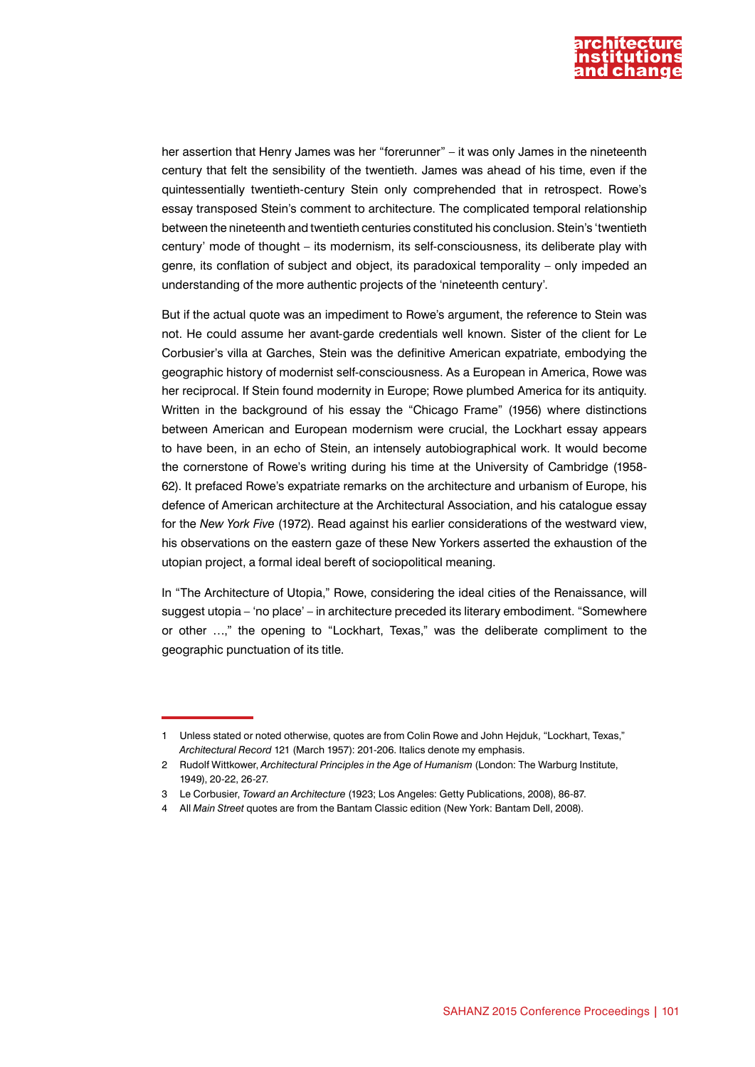her assertion that Henry James was her "forerunner" – it was only James in the nineteenth century that felt the sensibility of the twentieth. James was ahead of his time, even if the quintessentially twentieth-century Stein only comprehended that in retrospect. Rowe's essay transposed Stein's comment to architecture. The complicated temporal relationship between the nineteenth and twentieth centuries constituted his conclusion. Stein's 'twentieth century' mode of thought – its modernism, its self-consciousness, its deliberate play with genre, its conflation of subject and object, its paradoxical temporality – only impeded an understanding of the more authentic projects of the 'nineteenth century'.

But if the actual quote was an impediment to Rowe's argument, the reference to Stein was not. He could assume her avant-garde credentials well known. Sister of the client for Le Corbusier's villa at Garches, Stein was the definitive American expatriate, embodying the geographic history of modernist self-consciousness. As a European in America, Rowe was her reciprocal. If Stein found modernity in Europe; Rowe plumbed America for its antiquity. Written in the background of his essay the "Chicago Frame" (1956) where distinctions between American and European modernism were crucial, the Lockhart essay appears to have been, in an echo of Stein, an intensely autobiographical work. It would become the cornerstone of Rowe's writing during his time at the University of Cambridge (1958-62). It prefaced Rowe's expatriate remarks on the architecture and urbanism of Europe, his defence of American architecture at the Architectural Association, and his catalogue essay for the *New York Five* (1972). Read against his earlier considerations of the westward view, his observations on the eastern gaze of these New Yorkers asserted the exhaustion of the utopian project, a formal ideal bereft of sociopolitical meaning.

In "The Architecture of Utopia," Rowe, considering the ideal cities of the Renaissance, will suggest utopia – 'no place' – in architecture preceded its literary embodiment. "Somewhere or other …," the opening to "Lockhart, Texas," was the deliberate compliment to the geographic punctuation of its title.

---

1 Unless stated or noted otherwise, quotes are from Colin Rowe and John Hejduk, "Lockhart, Texas," *Architectural Record* 121 (March 1957): 201-206. Italics denote my emphasis.

2 Rudolf Wittkower, *Architectural Principles in the Age of Humanism* (London: The Warburg Institute, 1949), 20-22, 26-27.

3 Le Corbusier, *Toward an Architecture* (1923; Los Angeles: Getty Publications, 2008), 86-87.

4 All *Main Street* quotes are from the Bantam Classic edition (New York: Bantam Dell, 2008).